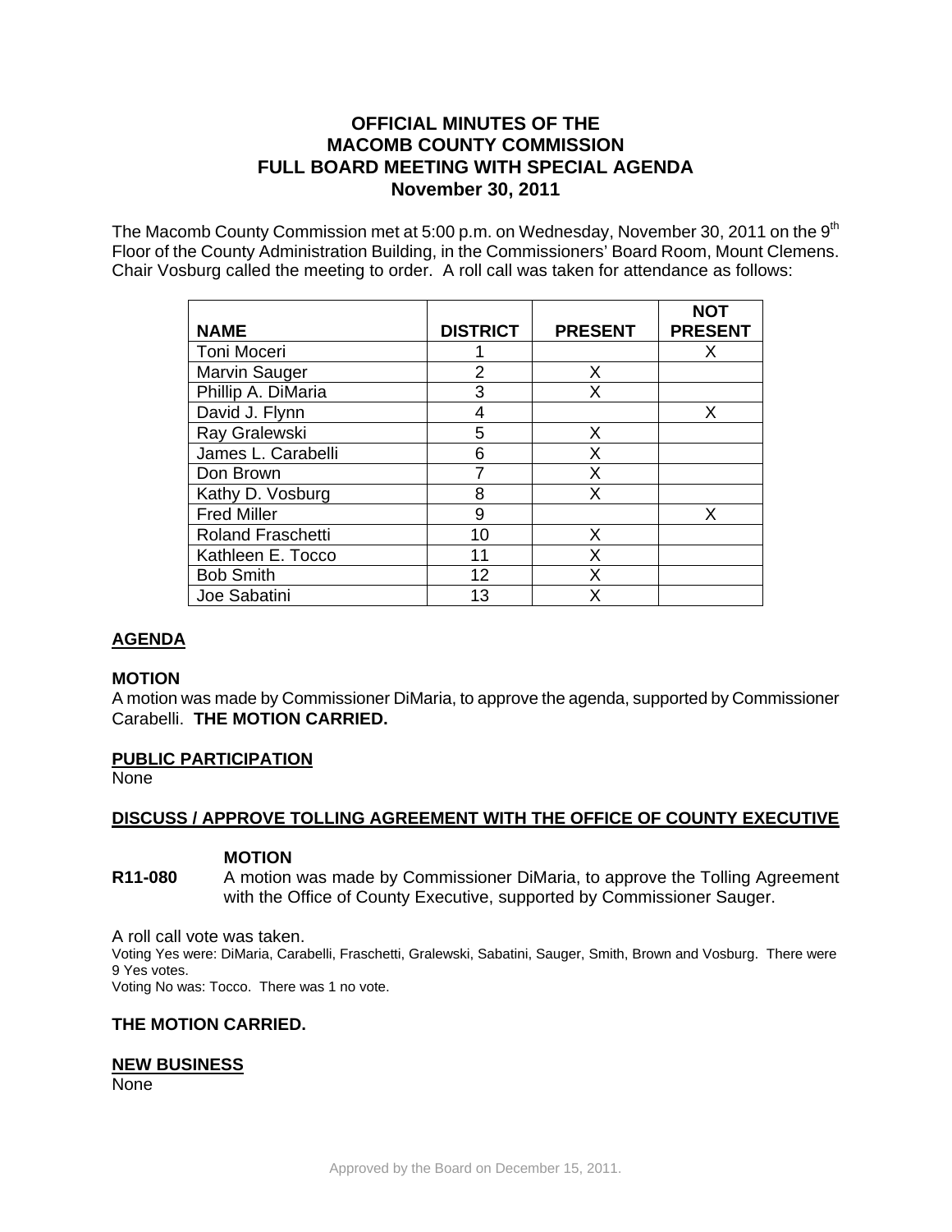# OFFICIAL MINUTES OF THE MACOMB COUNTY COMMISSION FULL BOARD MEETING WITH SPECIAL AGENDA November 30, 2011

The Macomb County Commission met at 5:00 p.m. on Wednesday, November 30, 2011 on the 9th Floor of the County Administration Building, in the Commissioners' Board Room, Mount Clemens. Chair Vosburg called the meeting to order. A roll call was taken for attendance as follows:

| NAME | DISTRICT | PRESENT | NOT PRESENT |
|---|---|---|---|
| Toni Moceri | 1 | | X |
| Marvin Sauger | 2 | X | |
| Phillip A. DiMaria | 3 | X | |
| David J. Flynn | 4 | | X |
| Ray Gralewski | 5 | X | |
| James L. Carabelli | 6 | X | |
| Don Brown | 7 | X | |
| Kathy D. Vosburg | 8 | X | |
| Fred Miller | 9 | | X |
| Roland Fraschetti | 10 | X | |
| Kathleen E. Tocco | 11 | X | |
| Bob Smith | 12 | X | |
| Joe Sabatini | 13 | X | |

## AGENDA

### MOTION

A motion was made by Commissioner DiMaria, to approve the agenda, supported by Commissioner Carabelli. **THE MOTION CARRIED.**

## PUBLIC PARTICIPATION

None

## DISCUSS / APPROVE TOLLING AGREEMENT WITH THE OFFICE OF COUNTY EXECUTIVE

### MOTION

**R11-080** A motion was made by Commissioner DiMaria, to approve the Tolling Agreement with the Office of County Executive, supported by Commissioner Sauger.

A roll call vote was taken.

Voting Yes were: DiMaria, Carabelli, Fraschetti, Gralewski, Sabatini, Sauger, Smith, Brown and Vosburg. There were 9 Yes votes.

Voting No was: Tocco. There was 1 no vote.

**THE MOTION CARRIED.**

## NEW BUSINESS

None

Approved by the Board on December 15, 2011.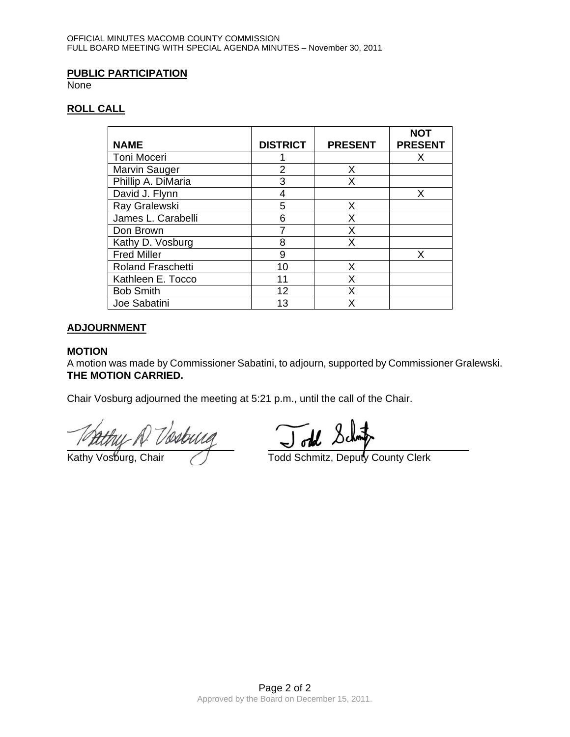**PUBLIC PARTICIPATION**

None

**ROLL CALL**

| NAME | DISTRICT | PRESENT | NOT PRESENT |
|---|---|---|---|
| Toni Moceri | 1 | | X |
| Marvin Sauger | 2 | X | |
| Phillip A. DiMaria | 3 | X | |
| David J. Flynn | 4 | | X |
| Ray Gralewski | 5 | X | |
| James L. Carabelli | 6 | X | |
| Don Brown | 7 | X | |
| Kathy D. Vosburg | 8 | X | |
| Fred Miller | 9 | | X |
| Roland Fraschetti | 10 | X | |
| Kathleen E. Tocco | 11 | X | |
| Bob Smith | 12 | X | |
| Joe Sabatini | 13 | X | |

**ADJOURNMENT**

**MOTION**

A motion was made by Commissioner Sabatini, to adjourn, supported by Commissioner Gralewski. **THE MOTION CARRIED.**

Chair Vosburg adjourned the meeting at 5:21 p.m., until the call of the Chair.

Kathy Vosburg, Chair

Todd Schmitz, Deputy County Clerk

Approved by the Board on December 15, 2011.